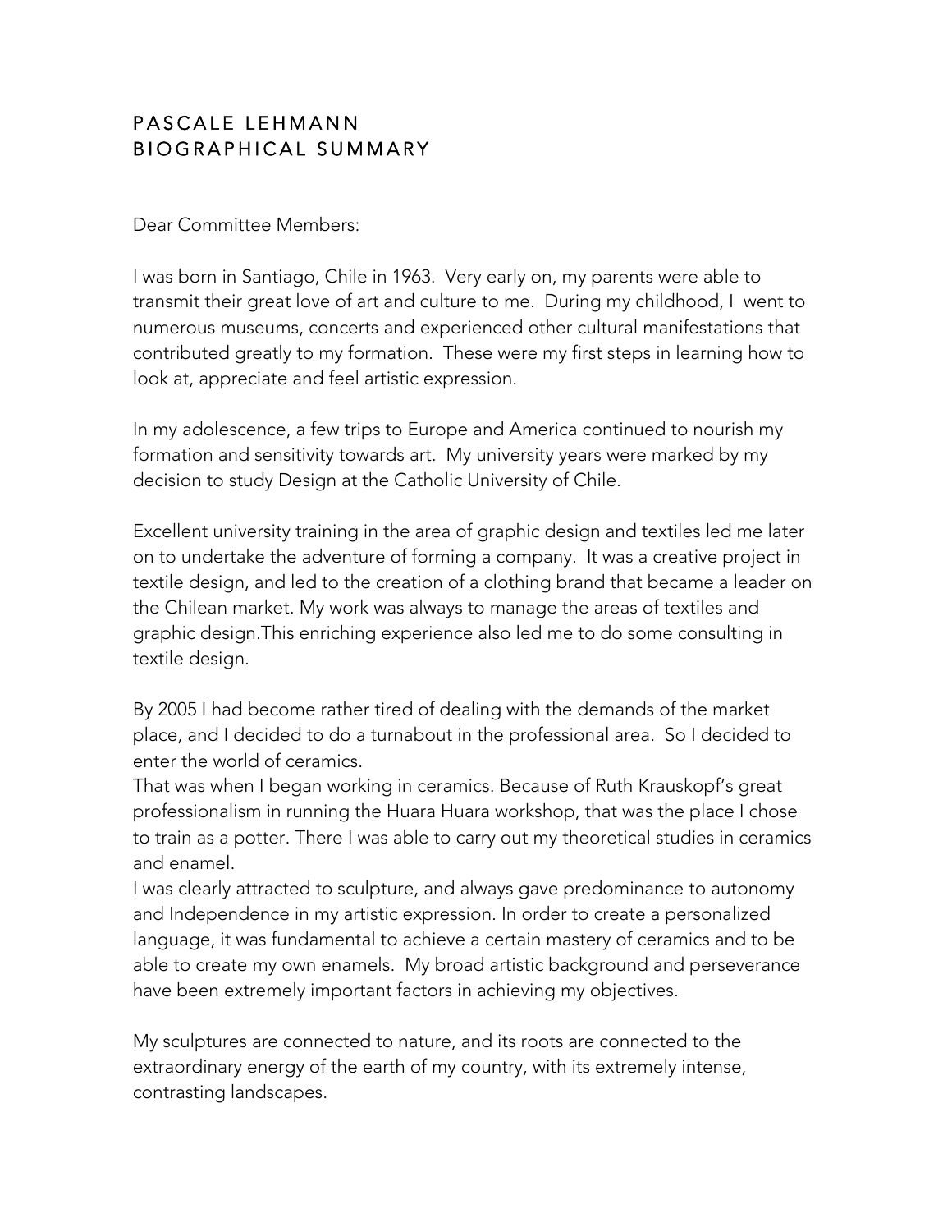# PASCALE LEHMANN
## BIOGRAPHICAL SUMMARY

Dear Committee Members:

I was born in Santiago, Chile in 1963. Very early on, my parents were able to transmit their great love of art and culture to me. During my childhood, I went to numerous museums, concerts and experienced other cultural manifestations that contributed greatly to my formation. These were my first steps in learning how to look at, appreciate and feel artistic expression.

In my adolescence, a few trips to Europe and America continued to nourish my formation and sensitivity towards art. My university years were marked by my decision to study Design at the Catholic University of Chile.

Excellent university training in the area of graphic design and textiles led me later on to undertake the adventure of forming a company. It was a creative project in textile design, and led to the creation of a clothing brand that became a leader on the Chilean market. My work was always to manage the areas of textiles and graphic design.This enriching experience also led me to do some consulting in textile design.

By 2005 I had become rather tired of dealing with the demands of the market place, and I decided to do a turnabout in the professional area. So I decided to enter the world of ceramics.
That was when I began working in ceramics. Because of Ruth Krauskopf's great professionalism in running the Huara Huara workshop, that was the place I chose to train as a potter. There I was able to carry out my theoretical studies in ceramics and enamel.
I was clearly attracted to sculpture, and always gave predominance to autonomy and Independence in my artistic expression. In order to create a personalized language, it was fundamental to achieve a certain mastery of ceramics and to be able to create my own enamels. My broad artistic background and perseverance have been extremely important factors in achieving my objectives.

My sculptures are connected to nature, and its roots are connected to the extraordinary energy of the earth of my country, with its extremely intense, contrasting landscapes.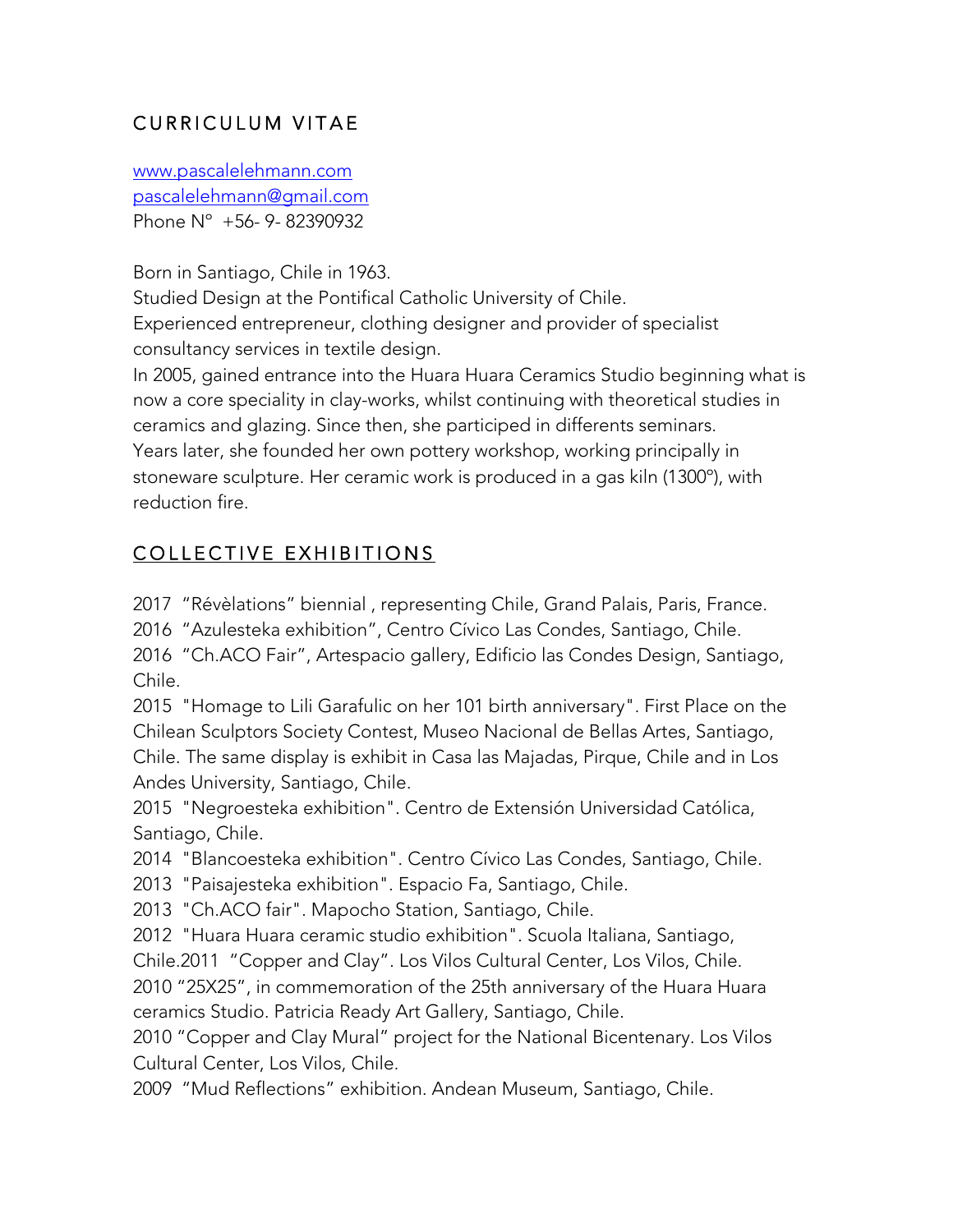# CURRICULUM VITAE

www.pascalelehmann.com
pascalelehmann@gmail.com
Phone N° +56- 9- 82390932

Born in Santiago, Chile in 1963.
Studied Design at the Pontifical Catholic University of Chile.
Experienced entrepreneur, clothing designer and provider of specialist consultancy services in textile design.
In 2005, gained entrance into the Huara Huara Ceramics Studio beginning what is now a core speciality in clay-works, whilst continuing with theoretical studies in ceramics and glazing. Since then, she participed in differents seminars.
Years later, she founded her own pottery workshop, working principally in stoneware sculpture. Her ceramic work is produced in a gas kiln (1300º), with reduction fire.

## COLLECTIVE EXHIBITIONS

2017 "Révèlations" biennial , representing Chile, Grand Palais, Paris, France.
2016 "Azulesteka exhibition", Centro Cívico Las Condes, Santiago, Chile.
2016 "Ch.ACO Fair", Artespacio gallery, Edificio las Condes Design, Santiago, Chile.
2015 "Homage to Lili Garafulic on her 101 birth anniversary". First Place on the Chilean Sculptors Society Contest, Museo Nacional de Bellas Artes, Santiago, Chile. The same display is exhibit in Casa las Majadas, Pirque, Chile and in Los Andes University, Santiago, Chile.
2015 "Negroesteka exhibition". Centro de Extensión Universidad Católica, Santiago, Chile.
2014 "Blancoesteka exhibition". Centro Cívico Las Condes, Santiago, Chile.
2013 "Paisajesteka exhibition". Espacio Fa, Santiago, Chile.
2013 "Ch.ACO fair". Mapocho Station, Santiago, Chile.
2012 "Huara Huara ceramic studio exhibition". Scuola Italiana, Santiago, Chile.2011 "Copper and Clay". Los Vilos Cultural Center, Los Vilos, Chile.
2010 "25X25", in commemoration of the 25th anniversary of the Huara Huara ceramics Studio. Patricia Ready Art Gallery, Santiago, Chile.
2010 "Copper and Clay Mural" project for the National Bicentenary. Los Vilos Cultural Center, Los Vilos, Chile.
2009 "Mud Reflections" exhibition. Andean Museum, Santiago, Chile.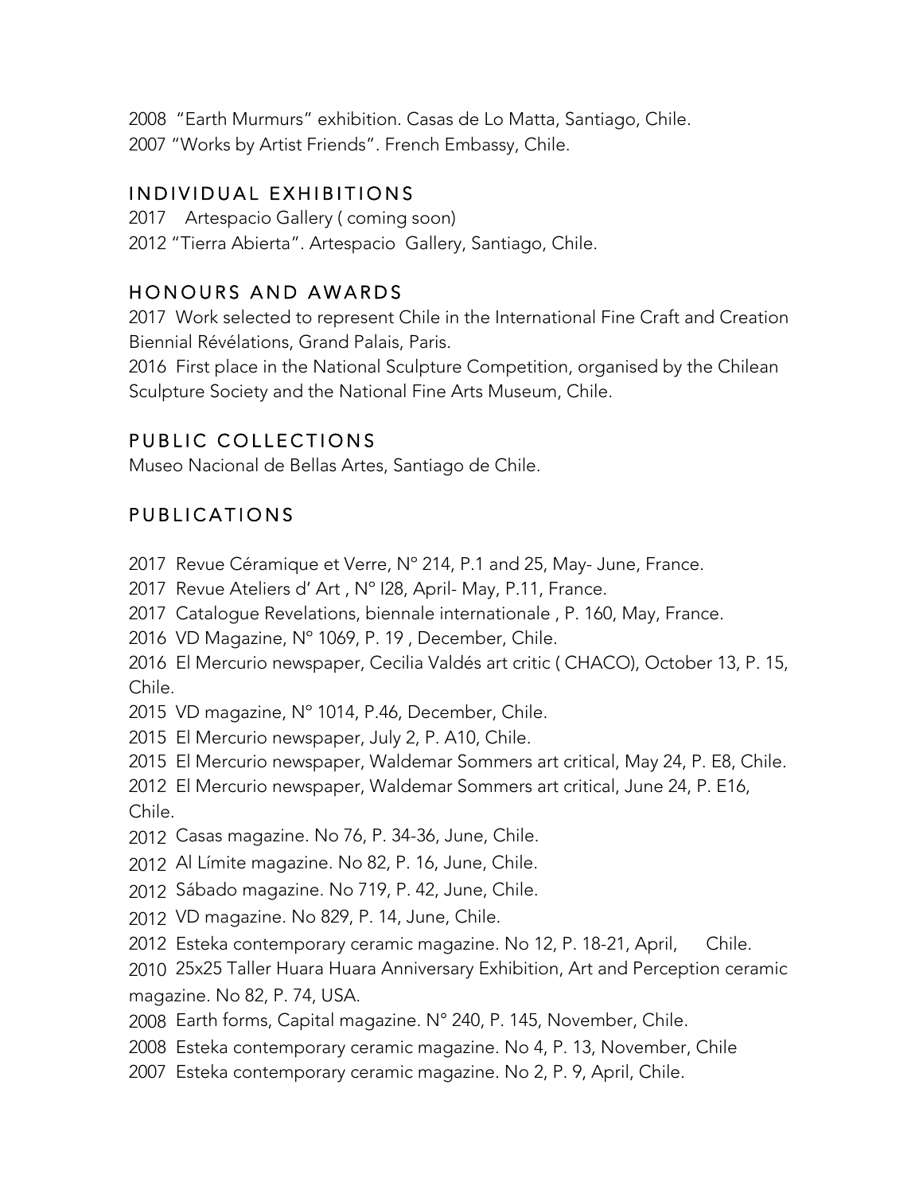2008 “Earth Murmurs” exhibition. Casas de Lo Matta, Santiago, Chile.
2007 “Works by Artist Friends”. French Embassy, Chile.

## INDIVIDUAL EXHIBITIONS

2017 Artespacio Gallery ( coming soon)
2012 “Tierra Abierta”. Artespacio Gallery, Santiago, Chile.

## HONOURS AND AWARDS

2017 Work selected to represent Chile in the International Fine Craft and Creation Biennial Révélations, Grand Palais, Paris.
2016 First place in the National Sculpture Competition, organised by the Chilean Sculpture Society and the National Fine Arts Museum, Chile.

## PUBLIC COLLECTIONS

Museo Nacional de Bellas Artes, Santiago de Chile.

## PUBLICATIONS

2017 Revue Céramique et Verre, N° 214, P.1 and 25, May- June, France.
2017 Revue Ateliers d’ Art , N° I28, April- May, P.11, France.
2017 Catalogue Revelations, biennale internationale , P. 160, May, France.
2016 VD Magazine, N° 1069, P. 19 , December, Chile.
2016 El Mercurio newspaper, Cecilia Valdés art critic ( CHACO), October 13, P. 15, Chile.
2015 VD magazine, N° 1014, P.46, December, Chile.
2015 El Mercurio newspaper, July 2, P. A10, Chile.
2015 El Mercurio newspaper, Waldemar Sommers art critical, May 24, P. E8, Chile.
2012 El Mercurio newspaper, Waldemar Sommers art critical, June 24, P. E16, Chile.
2012 Casas magazine. No 76, P. 34-36, June, Chile.
2012 Al Límite magazine. No 82, P. 16, June, Chile.
2012 Sábado magazine. No 719, P. 42, June, Chile.
2012 VD magazine. No 829, P. 14, June, Chile.
2012 Esteka contemporary ceramic magazine. No 12, P. 18-21, April, Chile.
2010 25x25 Taller Huara Huara Anniversary Exhibition, Art and Perception ceramic magazine. No 82, P. 74, USA.
2008 Earth forms, Capital magazine. N° 240, P. 145, November, Chile.
2008 Esteka contemporary ceramic magazine. No 4, P. 13, November, Chile
2007 Esteka contemporary ceramic magazine. No 2, P. 9, April, Chile.